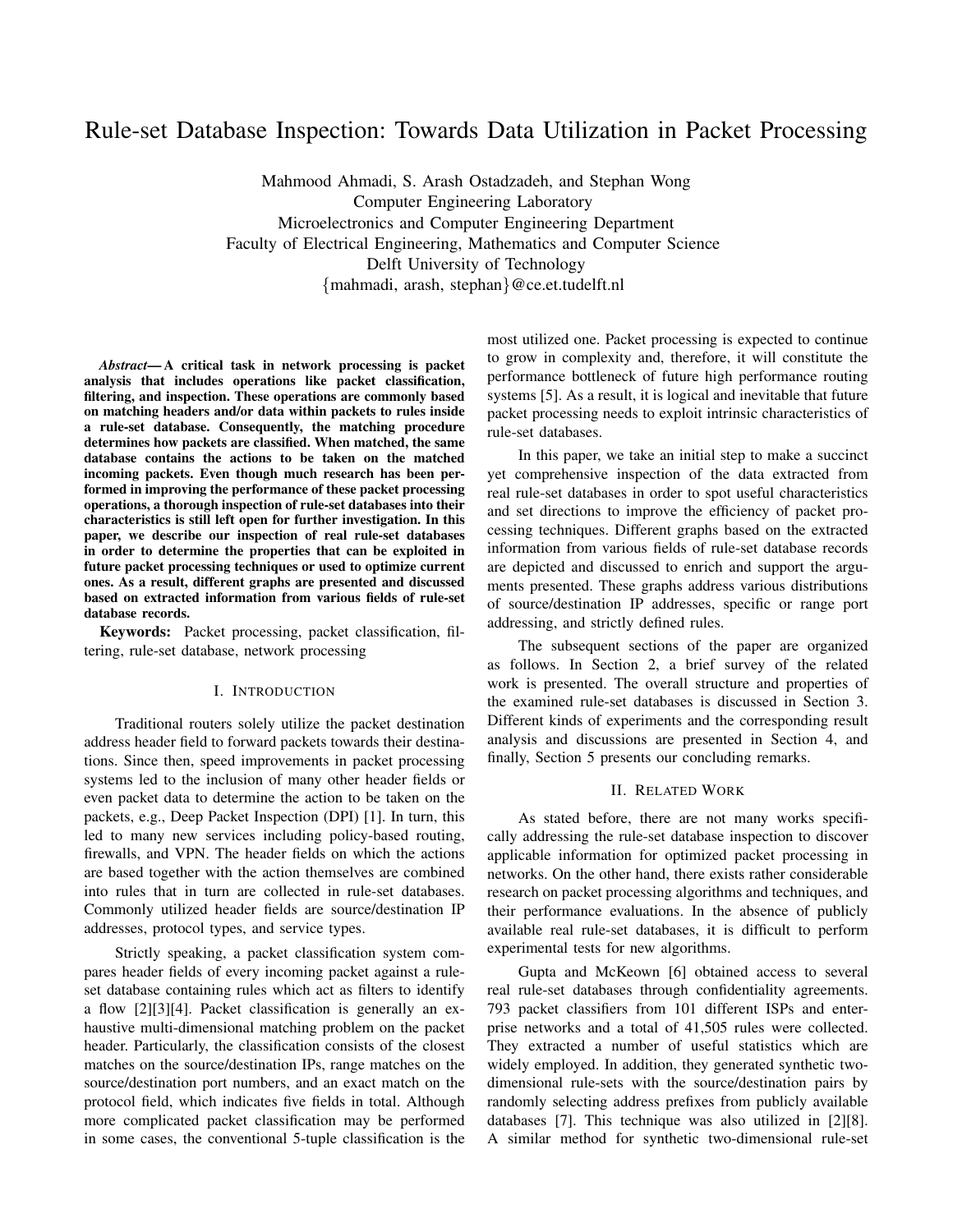# Rule-set Database Inspection: Towards Data Utilization in Packet Processing

Mahmood Ahmadi, S. Arash Ostadzadeh, and Stephan Wong
Computer Engineering Laboratory
Microelectronics and Computer Engineering Department
Faculty of Electrical Engineering, Mathematics and Computer Science
Delft University of Technology
{mahmadi, arash, stephan}@ce.et.tudelft.nl

***Abstract*— A critical task in network processing is packet analysis that includes operations like packet classification, filtering, and inspection. These operations are commonly based on matching headers and/or data within packets to rules inside a rule-set database. Consequently, the matching procedure determines how packets are classified. When matched, the same database contains the actions to be taken on the matched incoming packets. Even though much research has been performed in improving the performance of these packet processing operations, a thorough inspection of rule-set databases into their characteristics is still left open for further investigation. In this paper, we describe our inspection of real rule-set databases in order to determine the properties that can be exploited in future packet processing techniques or used to optimize current ones. As a result, different graphs are presented and discussed based on extracted information from various fields of rule-set database records.**

**Keywords:** Packet processing, packet classification, filtering, rule-set database, network processing

## I. Introduction

Traditional routers solely utilize the packet destination address header field to forward packets towards their destinations. Since then, speed improvements in packet processing systems led to the inclusion of many other header fields or even packet data to determine the action to be taken on the packets, e.g., Deep Packet Inspection (DPI) [1]. In turn, this led to many new services including policy-based routing, firewalls, and VPN. The header fields on which the actions are based together with the action themselves are combined into rules that in turn are collected in rule-set databases. Commonly utilized header fields are source/destination IP addresses, protocol types, and service types.

Strictly speaking, a packet classification system compares header fields of every incoming packet against a rule-set database containing rules which act as filters to identify a flow [2][3][4]. Packet classification is generally an exhaustive multi-dimensional matching problem on the packet header. Particularly, the classification consists of the closest matches on the source/destination IPs, range matches on the source/destination port numbers, and an exact match on the protocol field, which indicates five fields in total. Although more complicated packet classification may be performed in some cases, the conventional 5-tuple classification is the most utilized one. Packet processing is expected to continue to grow in complexity and, therefore, it will constitute the performance bottleneck of future high performance routing systems [5]. As a result, it is logical and inevitable that future packet processing needs to exploit intrinsic characteristics of rule-set databases.

In this paper, we take an initial step to make a succinct yet comprehensive inspection of the data extracted from real rule-set databases in order to spot useful characteristics and set directions to improve the efficiency of packet processing techniques. Different graphs based on the extracted information from various fields of rule-set database records are depicted and discussed to enrich and support the arguments presented. These graphs address various distributions of source/destination IP addresses, specific or range port addressing, and strictly defined rules.

The subsequent sections of the paper are organized as follows. In Section 2, a brief survey of the related work is presented. The overall structure and properties of the examined rule-set databases is discussed in Section 3. Different kinds of experiments and the corresponding result analysis and discussions are presented in Section 4, and finally, Section 5 presents our concluding remarks.

## II. Related Work

As stated before, there are not many works specifically addressing the rule-set database inspection to discover applicable information for optimized packet processing in networks. On the other hand, there exists rather considerable research on packet processing algorithms and techniques, and their performance evaluations. In the absence of publicly available real rule-set databases, it is difficult to perform experimental tests for new algorithms.

Gupta and McKeown [6] obtained access to several real rule-set databases through confidentiality agreements. 793 packet classifiers from 101 different ISPs and enterprise networks and a total of 41,505 rules were collected. They extracted a number of useful statistics which are widely employed. In addition, they generated synthetic two-dimensional rule-sets with the source/destination pairs by randomly selecting address prefixes from publicly available databases [7]. This technique was also utilized in [2][8]. A similar method for synthetic two-dimensional rule-set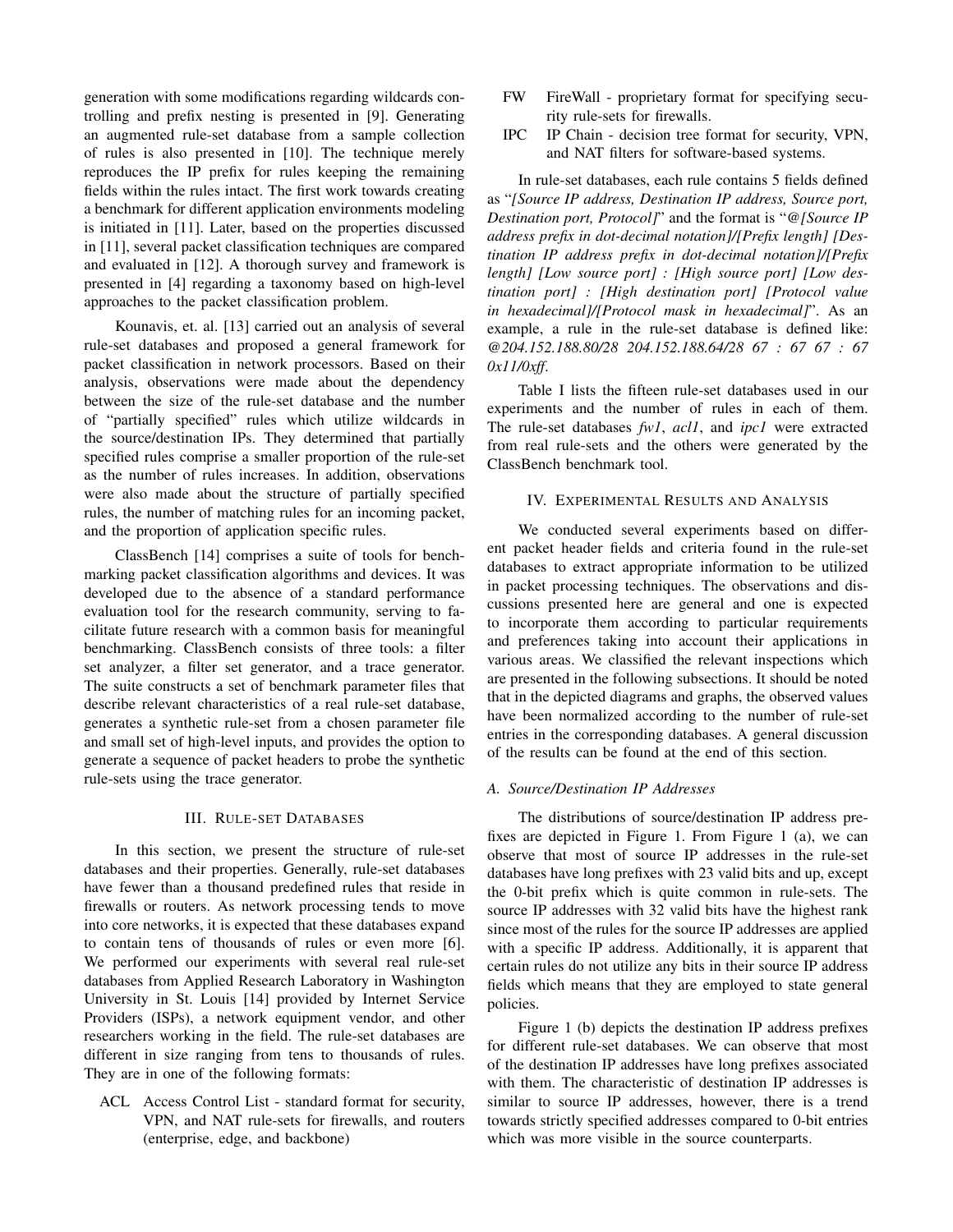generation with some modifications regarding wildcards controlling and prefix nesting is presented in [9]. Generating an augmented rule-set database from a sample collection of rules is also presented in [10]. The technique merely reproduces the IP prefix for rules keeping the remaining fields within the rules intact. The first work towards creating a benchmark for different application environments modeling is initiated in [11]. Later, based on the properties discussed in [11], several packet classification techniques are compared and evaluated in [12]. A thorough survey and framework is presented in [4] regarding a taxonomy based on high-level approaches to the packet classification problem.

Kounavis, et. al. [13] carried out an analysis of several rule-set databases and proposed a general framework for packet classification in network processors. Based on their analysis, observations were made about the dependency between the size of the rule-set database and the number of "partially specified" rules which utilize wildcards in the source/destination IPs. They determined that partially specified rules comprise a smaller proportion of the rule-set as the number of rules increases. In addition, observations were also made about the structure of partially specified rules, the number of matching rules for an incoming packet, and the proportion of application specific rules.

ClassBench [14] comprises a suite of tools for benchmarking packet classification algorithms and devices. It was developed due to the absence of a standard performance evaluation tool for the research community, serving to facilitate future research with a common basis for meaningful benchmarking. ClassBench consists of three tools: a filter set analyzer, a filter set generator, and a trace generator. The suite constructs a set of benchmark parameter files that describe relevant characteristics of a real rule-set database, generates a synthetic rule-set from a chosen parameter file and small set of high-level inputs, and provides the option to generate a sequence of packet headers to probe the synthetic rule-sets using the trace generator.

## III. Rule-set Databases

In this section, we present the structure of rule-set databases and their properties. Generally, rule-set databases have fewer than a thousand predefined rules that reside in firewalls or routers. As network processing tends to move into core networks, it is expected that these databases expand to contain tens of thousands of rules or even more [6]. We performed our experiments with several real rule-set databases from Applied Research Laboratory in Washington University in St. Louis [14] provided by Internet Service Providers (ISPs), a network equipment vendor, and other researchers working in the field. The rule-set databases are different in size ranging from tens to thousands of rules. They are in one of the following formats:

- ACL Access Control List - standard format for security, VPN, and NAT rule-sets for firewalls, and routers (enterprise, edge, and backbone)
- FW FireWall - proprietary format for specifying security rule-sets for firewalls.
- IPC IP Chain - decision tree format for security, VPN, and NAT filters for software-based systems.

In rule-set databases, each rule contains 5 fields defined as "*[Source IP address, Destination IP address, Source port, Destination port, Protocol]*" and the format is "*@[Source IP address prefix in dot-decimal notation]/[Prefix length] [Destination IP address prefix in dot-decimal notation]/[Prefix length] [Low source port] : [High source port] [Low destination port] : [High destination port] [Protocol value in hexadecimal]/[Protocol mask in hexadecimal]*". As an example, a rule in the rule-set database is defined like: *@204.152.188.80/28 204.152.188.64/28 67 : 67 67 : 67 0x11/0xff*.

Table I lists the fifteen rule-set databases used in our experiments and the number of rules in each of them. The rule-set databases *fw1*, *acl1*, and *ipc1* were extracted from real rule-sets and the others were generated by the ClassBench benchmark tool.

## IV. Experimental Results and Analysis

We conducted several experiments based on different packet header fields and criteria found in the rule-set databases to extract appropriate information to be utilized in packet processing techniques. The observations and discussions presented here are general and one is expected to incorporate them according to particular requirements and preferences taking into account their applications in various areas. We classified the relevant inspections which are presented in the following subsections. It should be noted that in the depicted diagrams and graphs, the observed values have been normalized according to the number of rule-set entries in the corresponding databases. A general discussion of the results can be found at the end of this section.

### A. Source/Destination IP Addresses

The distributions of source/destination IP address prefixes are depicted in Figure 1. From Figure 1 (a), we can observe that most of source IP addresses in the rule-set databases have long prefixes with 23 valid bits and up, except the 0-bit prefix which is quite common in rule-sets. The source IP addresses with 32 valid bits have the highest rank since most of the rules for the source IP addresses are applied with a specific IP address. Additionally, it is apparent that certain rules do not utilize any bits in their source IP address fields which means that they are employed to state general policies.

Figure 1 (b) depicts the destination IP address prefixes for different rule-set databases. We can observe that most of the destination IP addresses have long prefixes associated with them. The characteristic of destination IP addresses is similar to source IP addresses, however, there is a trend towards strictly specified addresses compared to 0-bit entries which was more visible in the source counterparts.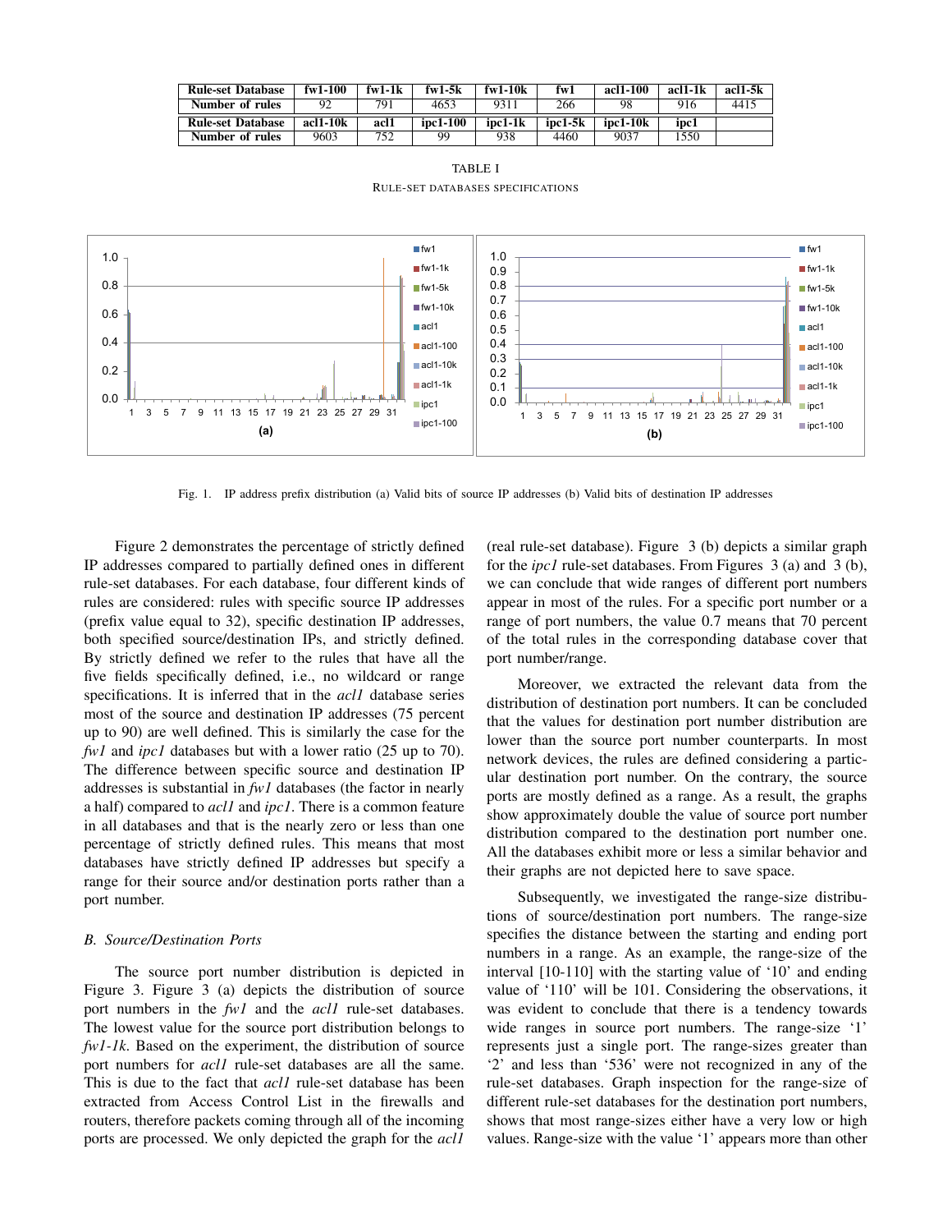| Rule-set Database | fw1-100 | fw1-1k | fw1-5k | fw1-10k | fw1 | acl1-100 | acl1-1k | acl1-5k |
|---|---|---|---|---|---|---|---|---|
| Number of rules | 92 | 791 | 4653 | 9311 | 266 | 98 | 916 | 4415 |
| **Rule-set Database** | **acl1-10k** | **acl1** | **ipc1-100** | **ipc1-1k** | **ipc1-5k** | **ipc1-10k** | **ipc1** | |
| **Number of rules** | 9603 | 752 | 99 | 938 | 4460 | 9037 | 1550 | |

TABLE I

RULE-SET DATABASES SPECIFICATIONS

Fig. 1. IP address prefix distribution (a) Valid bits of source IP addresses (b) Valid bits of destination IP addresses

Figure 2 demonstrates the percentage of strictly defined IP addresses compared to partially defined ones in different rule-set databases. For each database, four different kinds of rules are considered: rules with specific source IP addresses (prefix value equal to 32), specific destination IP addresses, both specified source/destination IPs, and strictly defined. By strictly defined we refer to the rules that have all the five fields specifically defined, i.e., no wildcard or range specifications. It is inferred that in the *acl1* database series most of the source and destination IP addresses (75 percent up to 90) are well defined. This is similarly the case for the *fw1* and *ipc1* databases but with a lower ratio (25 up to 70). The difference between specific source and destination IP addresses is substantial in *fw1* databases (the factor in nearly a half) compared to *acl1* and *ipc1*. There is a common feature in all databases and that is the nearly zero or less than one percentage of strictly defined rules. This means that most databases have strictly defined IP addresses but specify a range for their source and/or destination ports rather than a port number.

### B. Source/Destination Ports

The source port number distribution is depicted in Figure 3. Figure 3 (a) depicts the distribution of source port numbers in the *fw1* and the *acl1* rule-set databases. The lowest value for the source port distribution belongs to *fw1-1k*. Based on the experiment, the distribution of source port numbers for *acl1* rule-set databases are all the same. This is due to the fact that *acl1* rule-set database has been extracted from Access Control List in the firewalls and routers, therefore packets coming through all of the incoming ports are processed. We only depicted the graph for the *acl1* (real rule-set database). Figure 3 (b) depicts a similar graph for the *ipc1* rule-set databases. From Figures 3 (a) and 3 (b), we can conclude that wide ranges of different port numbers appear in most of the rules. For a specific port number or a range of port numbers, the value 0.7 means that 70 percent of the total rules in the corresponding database cover that port number/range.

Moreover, we extracted the relevant data from the distribution of destination port numbers. It can be concluded that the values for destination port number distribution are lower than the source port number counterparts. In most network devices, the rules are defined considering a particular destination port number. On the contrary, the source ports are mostly defined as a range. As a result, the graphs show approximately double the value of source port number distribution compared to the destination port number one. All the databases exhibit more or less a similar behavior and their graphs are not depicted here to save space.

Subsequently, we investigated the range-size distributions of source/destination port numbers. The range-size specifies the distance between the starting and ending port numbers in a range. As an example, the range-size of the interval [10-110] with the starting value of '10' and ending value of '110' will be 101. Considering the observations, it was evident to conclude that there is a tendency towards wide ranges in source port numbers. The range-size '1' represents just a single port. The range-sizes greater than '2' and less than '536' were not recognized in any of the rule-set databases. Graph inspection for the range-size of different rule-set databases for the destination port numbers, shows that most range-sizes either have a very low or high values. Range-size with the value '1' appears more than other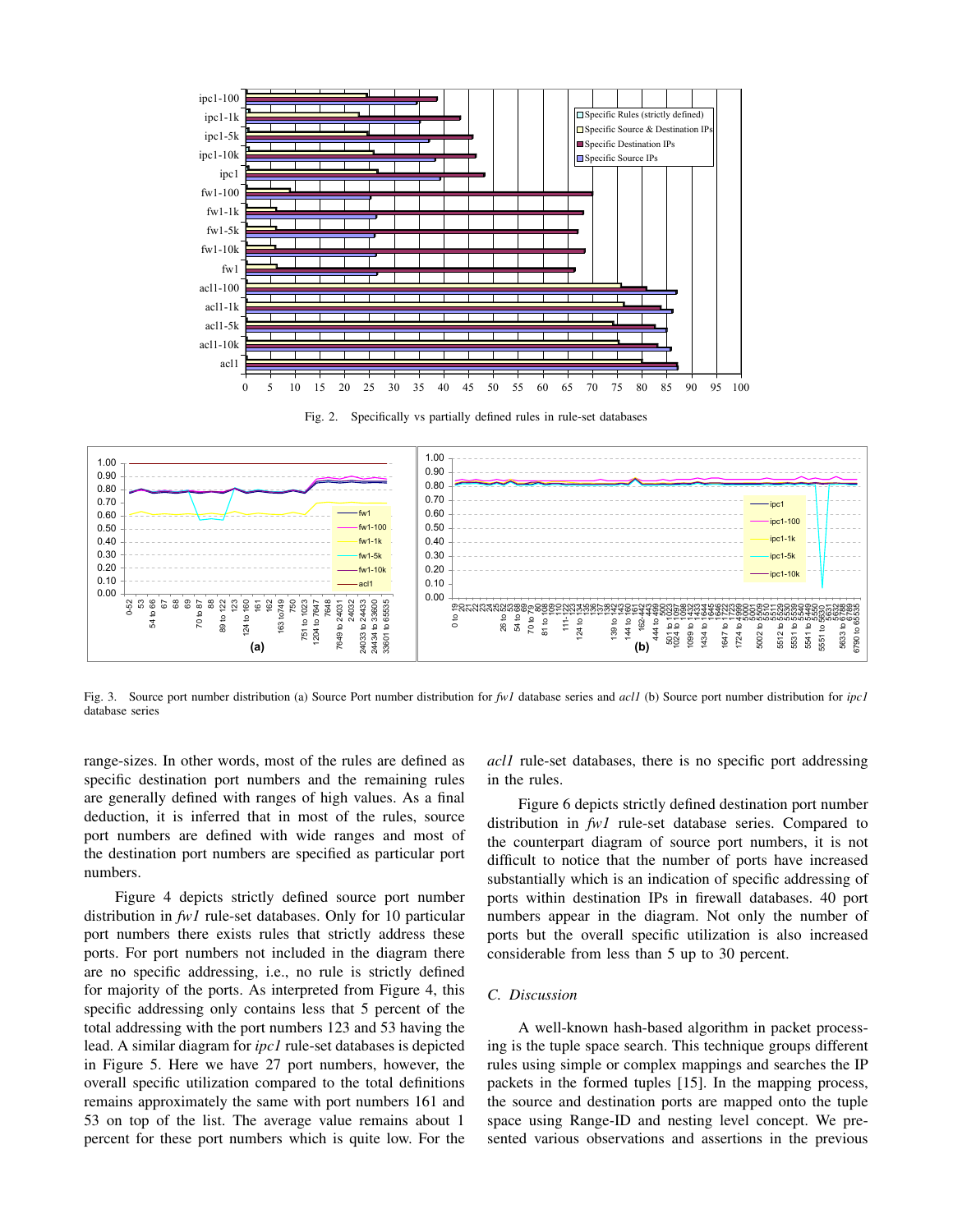Fig. 2. Specifically vs partially defined rules in rule-set databases

Fig. 3. Source port number distribution (a) Source Port number distribution for *fw1* database series and *acl1* (b) Source port number distribution for *ipc1* database series

range-sizes. In other words, most of the rules are defined as specific destination port numbers and the remaining rules are generally defined with ranges of high values. As a final deduction, it is inferred that in most of the rules, source port numbers are defined with wide ranges and most of the destination port numbers are specified as particular port numbers.

Figure 4 depicts strictly defined source port number distribution in *fw1* rule-set databases. Only for 10 particular port numbers there exists rules that strictly address these ports. For port numbers not included in the diagram there are no specific addressing, i.e., no rule is strictly defined for majority of the ports. As interpreted from Figure 4, this specific addressing only contains less that 5 percent of the total addressing with the port numbers 123 and 53 having the lead. A similar diagram for *ipc1* rule-set databases is depicted in Figure 5. Here we have 27 port numbers, however, the overall specific utilization compared to the total definitions remains approximately the same with port numbers 161 and 53 on top of the list. The average value remains about 1 percent for these port numbers which is quite low. For the *acl1* rule-set databases, there is no specific port addressing in the rules.

Figure 6 depicts strictly defined destination port number distribution in *fw1* rule-set database series. Compared to the counterpart diagram of source port numbers, it is not difficult to notice that the number of ports have increased substantially which is an indication of specific addressing of ports within destination IPs in firewall databases. 40 port numbers appear in the diagram. Not only the number of ports but the overall specific utilization is also increased considerable from less than 5 up to 30 percent.

### C. Discussion

A well-known hash-based algorithm in packet processing is the tuple space search. This technique groups different rules using simple or complex mappings and searches the IP packets in the formed tuples [15]. In the mapping process, the source and destination ports are mapped onto the tuple space using Range-ID and nesting level concept. We presented various observations and assertions in the previous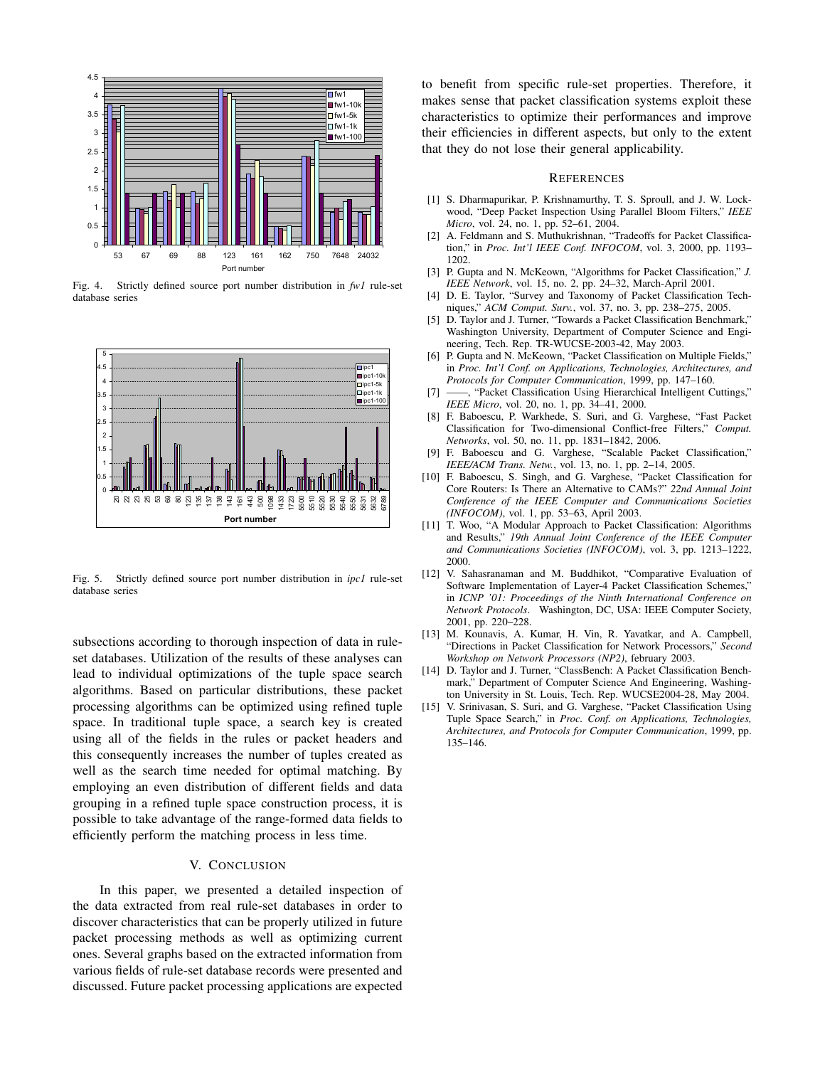Fig. 4. Strictly defined source port number distribution in *fw1* rule-set database series

Fig. 5. Strictly defined source port number distribution in *ipc1* rule-set database series

subsections according to thorough inspection of data in rule-set databases. Utilization of the results of these analyses can lead to individual optimizations of the tuple space search algorithms. Based on particular distributions, these packet processing algorithms can be optimized using refined tuple space. In traditional tuple space, a search key is created using all of the fields in the rules or packet headers and this consequently increases the number of tuples created as well as the search time needed for optimal matching. By employing an even distribution of different fields and data grouping in a refined tuple space construction process, it is possible to take advantage of the range-formed data fields to efficiently perform the matching process in less time.

## V. Conclusion

In this paper, we presented a detailed inspection of the data extracted from real rule-set databases in order to discover characteristics that can be properly utilized in future packet processing methods as well as optimizing current ones. Several graphs based on the extracted information from various fields of rule-set database records were presented and discussed. Future packet processing applications are expected to benefit from specific rule-set properties. Therefore, it makes sense that packet classification systems exploit these characteristics to optimize their performances and improve their efficiencies in different aspects, but only to the extent that they do not lose their general applicability.

## References

[1] S. Dharmapurikar, P. Krishnamurthy, T. S. Sproull, and J. W. Lockwood, "Deep Packet Inspection Using Parallel Bloom Filters," *IEEE Micro*, vol. 24, no. 1, pp. 52–61, 2004.

[2] A. Feldmann and S. Muthukrishnan, "Tradeoffs for Packet Classification," in *Proc. Int'l IEEE Conf. INFOCOM*, vol. 3, 2000, pp. 1193–1202.

[3] P. Gupta and N. McKeown, "Algorithms for Packet Classification," *J. IEEE Network*, vol. 15, no. 2, pp. 24–32, March-April 2001.

[4] D. E. Taylor, "Survey and Taxonomy of Packet Classification Techniques," *ACM Comput. Surv.*, vol. 37, no. 3, pp. 238–275, 2005.

[5] D. Taylor and J. Turner, "Towards a Packet Classification Benchmark," Washington University, Department of Computer Science and Engineering, Tech. Rep. TR-WUCSE-2003-42, May 2003.

[6] P. Gupta and N. McKeown, "Packet Classification on Multiple Fields," in *Proc. Int'l Conf. on Applications, Technologies, Architectures, and Protocols for Computer Communication*, 1999, pp. 147–160.

[7] ——, "Packet Classification Using Hierarchical Intelligent Cuttings," *IEEE Micro*, vol. 20, no. 1, pp. 34–41, 2000.

[8] F. Baboescu, P. Warkhede, S. Suri, and G. Varghese, "Fast Packet Classification for Two-dimensional Conflict-free Filters," *Comput. Networks*, vol. 50, no. 11, pp. 1831–1842, 2006.

[9] F. Baboescu and G. Varghese, "Scalable Packet Classification," *IEEE/ACM Trans. Netw.*, vol. 13, no. 1, pp. 2–14, 2005.

[10] F. Baboescu, S. Singh, and G. Varghese, "Packet Classification for Core Routers: Is There an Alternative to CAMs?" *22nd Annual Joint Conference of the IEEE Computer and Communications Societies (INFOCOM)*, vol. 1, pp. 53–63, April 2003.

[11] T. Woo, "A Modular Approach to Packet Classification: Algorithms and Results," *19th Annual Joint Conference of the IEEE Computer and Communications Societies (INFOCOM)*, vol. 3, pp. 1213–1222, 2000.

[12] V. Sahasranaman and M. Buddhikot, "Comparative Evaluation of Software Implementation of Layer-4 Packet Classification Schemes," in *ICNP '01: Proceedings of the Ninth International Conference on Network Protocols*. Washington, DC, USA: IEEE Computer Society, 2001, pp. 220–228.

[13] M. Kounavis, A. Kumar, H. Vin, R. Yavatkar, and A. Campbell, "Directions in Packet Classification for Network Processors," *Second Workshop on Network Processors (NP2)*, february 2003.

[14] D. Taylor and J. Turner, "ClassBench: A Packet Classification Benchmark," Department of Computer Science And Engineering, Washington University in St. Louis, Tech. Rep. WUCSE2004-28, May 2004.

[15] V. Srinivasan, S. Suri, and G. Varghese, "Packet Classification Using Tuple Space Search," in *Proc. Conf. on Applications, Technologies, Architectures, and Protocols for Computer Communication*, 1999, pp. 135–146.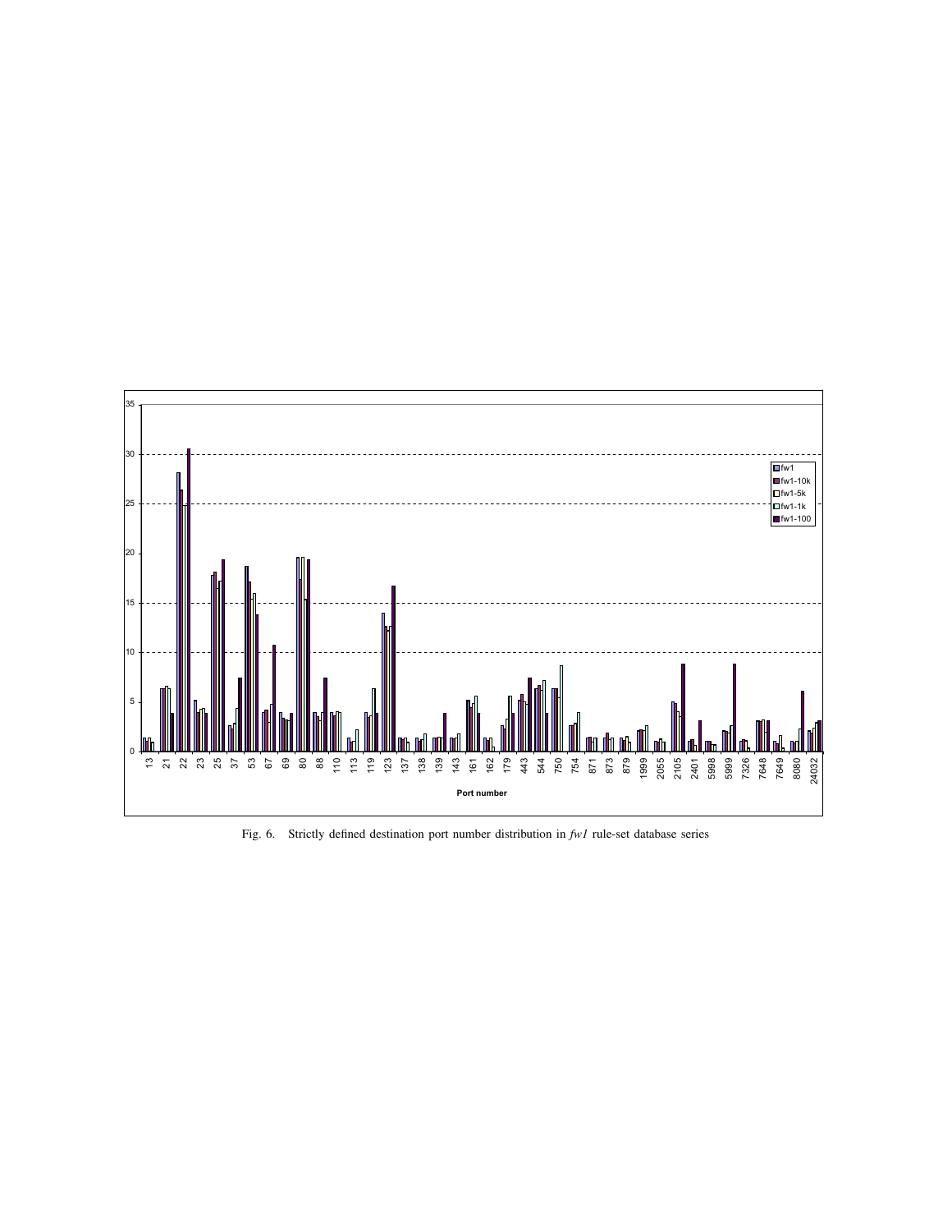35
30
25
20
15
10
5
0

fw1
fw1-10k
fw1-5k
fw1-1k
fw1-100

13 21 22 23 25 37 53 67 69 80 88 110 113 119 123 137 138 139 143 161 162 179 443 544 750 754 871 873 879 1999 2055 2105 2401 5998 5999 7326 7648 7649 8080 24032

Port number

Fig. 6. Strictly defined destination port number distribution in *fw1* rule-set database series